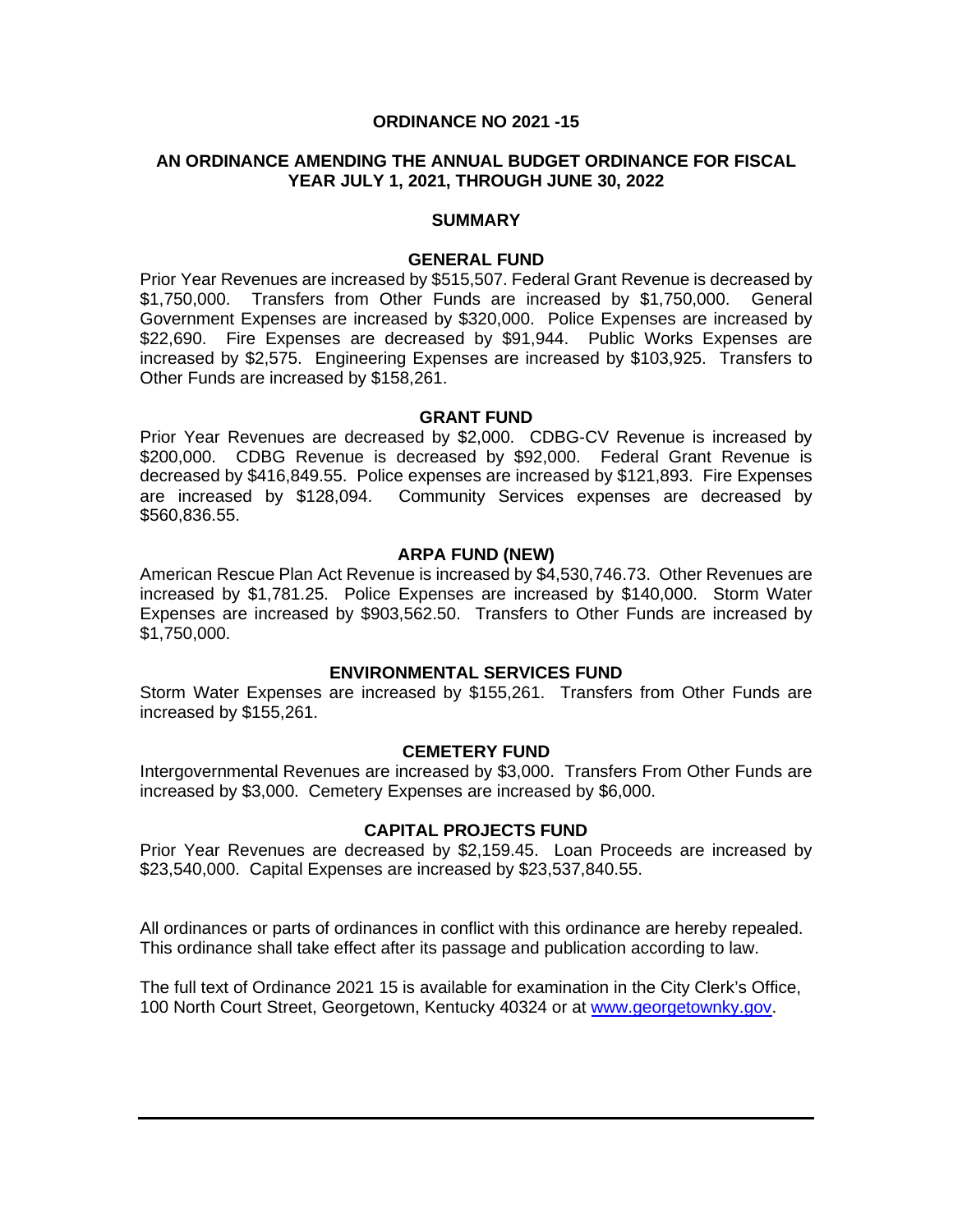# ORDINANCE NO 2021 -15

## AN ORDINANCE AMENDING THE ANNUAL BUDGET ORDINANCE FOR FISCAL YEAR JULY 1, 2021, THROUGH JUNE 30, 2022

### SUMMARY

#### GENERAL FUND

Prior Year Revenues are increased by $515,507. Federal Grant Revenue is decreased by $1,750,000. Transfers from Other Funds are increased by $1,750,000. General Government Expenses are increased by $320,000. Police Expenses are increased by $22,690. Fire Expenses are decreased by $91,944. Public Works Expenses are increased by $2,575. Engineering Expenses are increased by $103,925. Transfers to Other Funds are increased by $158,261.

#### GRANT FUND

Prior Year Revenues are decreased by $2,000. CDBG-CV Revenue is increased by $200,000. CDBG Revenue is decreased by $92,000. Federal Grant Revenue is decreased by $416,849.55. Police expenses are increased by $121,893. Fire Expenses are increased by $128,094. Community Services expenses are decreased by $560,836.55.

#### ARPA FUND (NEW)

American Rescue Plan Act Revenue is increased by $4,530,746.73. Other Revenues are increased by $1,781.25. Police Expenses are increased by $140,000. Storm Water Expenses are increased by $903,562.50. Transfers to Other Funds are increased by $1,750,000.

#### ENVIRONMENTAL SERVICES FUND

Storm Water Expenses are increased by $155,261. Transfers from Other Funds are increased by $155,261.

#### CEMETERY FUND

Intergovernmental Revenues are increased by $3,000. Transfers From Other Funds are increased by $3,000. Cemetery Expenses are increased by $6,000.

#### CAPITAL PROJECTS FUND

Prior Year Revenues are decreased by $2,159.45. Loan Proceeds are increased by $23,540,000. Capital Expenses are increased by $23,537,840.55.

All ordinances or parts of ordinances in conflict with this ordinance are hereby repealed. This ordinance shall take effect after its passage and publication according to law.

The full text of Ordinance 2021 15 is available for examination in the City Clerk's Office, 100 North Court Street, Georgetown, Kentucky 40324 or at www.georgetownky.gov.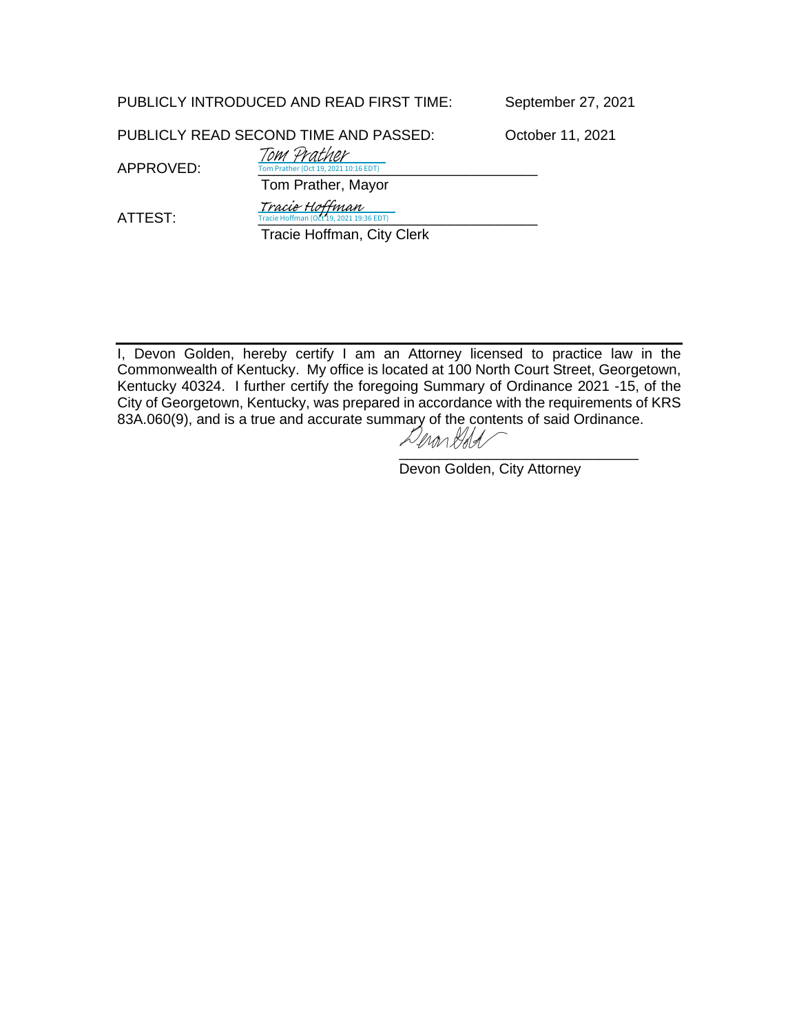PUBLICLY INTRODUCED AND READ FIRST TIME: September 27, 2021

PUBLICLY READ SECOND TIME AND PASSED: October 11, 2021

APPROVED: *Tom Prather*
Tom Prather (Oct 19, 2021 10:16 EDT)
\_\_\_\_\_\_\_\_\_\_\_\_\_\_\_\_\_\_\_\_\_\_\_\_\_\_\_\_\_\_\_\_
Tom Prather, Mayor

ATTEST: *Tracie Hoffman*
Tracie Hoffman (Oct 19, 2021 19:36 EDT)
\_\_\_\_\_\_\_\_\_\_\_\_\_\_\_\_\_\_\_\_\_\_\_\_\_\_\_\_\_\_\_\_
Tracie Hoffman, City Clerk

---

I, Devon Golden, hereby certify I am an Attorney licensed to practice law in the Commonwealth of Kentucky. My office is located at 100 North Court Street, Georgetown, Kentucky 40324. I further certify the foregoing Summary of Ordinance 2021 -15, of the City of Georgetown, Kentucky, was prepared in accordance with the requirements of KRS 83A.060(9), and is a true and accurate summary of the contents of said Ordinance.

\_\_\_\_\_\_\_\_\_\_\_\_\_\_\_\_\_\_\_\_\_\_\_\_\_\_\_\_\_\_\_\_
Devon Golden, City Attorney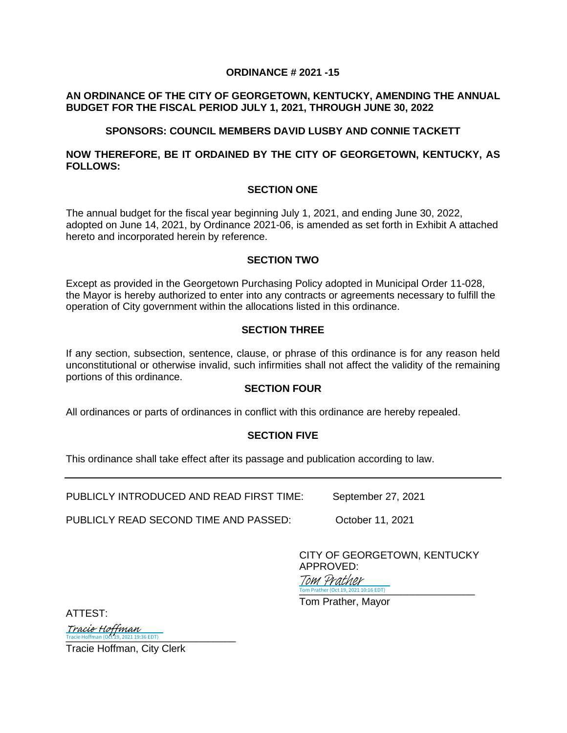**ORDINANCE # 2021 -15**

**AN ORDINANCE OF THE CITY OF GEORGETOWN, KENTUCKY, AMENDING THE ANNUAL BUDGET FOR THE FISCAL PERIOD JULY 1, 2021, THROUGH JUNE 30, 2022**

**SPONSORS: COUNCIL MEMBERS DAVID LUSBY AND CONNIE TACKETT**

**NOW THEREFORE, BE IT ORDAINED BY THE CITY OF GEORGETOWN, KENTUCKY, AS FOLLOWS:**

**SECTION ONE**

The annual budget for the fiscal year beginning July 1, 2021, and ending June 30, 2022, adopted on June 14, 2021, by Ordinance 2021-06, is amended as set forth in Exhibit A attached hereto and incorporated herein by reference.

**SECTION TWO**

Except as provided in the Georgetown Purchasing Policy adopted in Municipal Order 11-028, the Mayor is hereby authorized to enter into any contracts or agreements necessary to fulfill the operation of City government within the allocations listed in this ordinance.

**SECTION THREE**

If any section, subsection, sentence, clause, or phrase of this ordinance is for any reason held unconstitutional or otherwise invalid, such infirmities shall not affect the validity of the remaining portions of this ordinance.

**SECTION FOUR**

All ordinances or parts of ordinances in conflict with this ordinance are hereby repealed.

**SECTION FIVE**

This ordinance shall take effect after its passage and publication according to law.

---

PUBLICLY INTRODUCED AND READ FIRST TIME: September 27, 2021

PUBLICLY READ SECOND TIME AND PASSED: October 11, 2021

CITY OF GEORGETOWN, KENTUCKY
APPROVED:

Tom Prather
Tom Prather (Oct 19, 2021 10:16 EDT)

Tom Prather, Mayor

ATTEST:

Tracie Hoffman
Tracie Hoffman (Oct 19, 2021 19:36 EDT)

Tracie Hoffman, City Clerk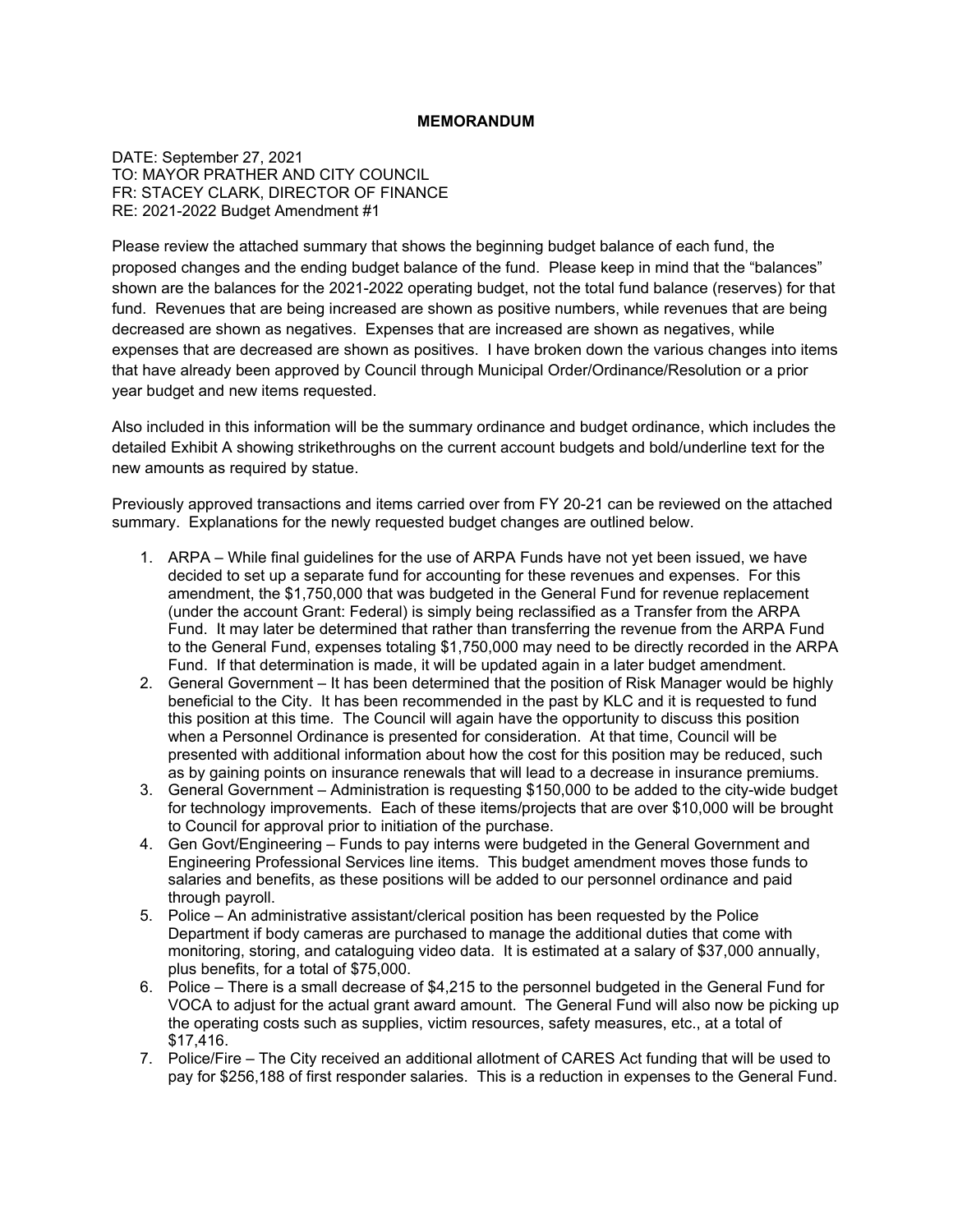**MEMORANDUM**

DATE: September 27, 2021
TO: MAYOR PRATHER AND CITY COUNCIL
FR: STACEY CLARK, DIRECTOR OF FINANCE
RE: 2021-2022 Budget Amendment #1

Please review the attached summary that shows the beginning budget balance of each fund, the proposed changes and the ending budget balance of the fund. Please keep in mind that the "balances" shown are the balances for the 2021-2022 operating budget, not the total fund balance (reserves) for that fund. Revenues that are being increased are shown as positive numbers, while revenues that are being decreased are shown as negatives. Expenses that are increased are shown as negatives, while expenses that are decreased are shown as positives. I have broken down the various changes into items that have already been approved by Council through Municipal Order/Ordinance/Resolution or a prior year budget and new items requested.

Also included in this information will be the summary ordinance and budget ordinance, which includes the detailed Exhibit A showing strikethroughs on the current account budgets and bold/underline text for the new amounts as required by statue.

Previously approved transactions and items carried over from FY 20-21 can be reviewed on the attached summary. Explanations for the newly requested budget changes are outlined below.

1. ARPA – While final guidelines for the use of ARPA Funds have not yet been issued, we have decided to set up a separate fund for accounting for these revenues and expenses. For this amendment, the $1,750,000 that was budgeted in the General Fund for revenue replacement (under the account Grant: Federal) is simply being reclassified as a Transfer from the ARPA Fund. It may later be determined that rather than transferring the revenue from the ARPA Fund to the General Fund, expenses totaling $1,750,000 may need to be directly recorded in the ARPA Fund. If that determination is made, it will be updated again in a later budget amendment.
2. General Government – It has been determined that the position of Risk Manager would be highly beneficial to the City. It has been recommended in the past by KLC and it is requested to fund this position at this time. The Council will again have the opportunity to discuss this position when a Personnel Ordinance is presented for consideration. At that time, Council will be presented with additional information about how the cost for this position may be reduced, such as by gaining points on insurance renewals that will lead to a decrease in insurance premiums.
3. General Government – Administration is requesting $150,000 to be added to the city-wide budget for technology improvements. Each of these items/projects that are over $10,000 will be brought to Council for approval prior to initiation of the purchase.
4. Gen Govt/Engineering – Funds to pay interns were budgeted in the General Government and Engineering Professional Services line items. This budget amendment moves those funds to salaries and benefits, as these positions will be added to our personnel ordinance and paid through payroll.
5. Police – An administrative assistant/clerical position has been requested by the Police Department if body cameras are purchased to manage the additional duties that come with monitoring, storing, and cataloguing video data. It is estimated at a salary of $37,000 annually, plus benefits, for a total of $75,000.
6. Police – There is a small decrease of $4,215 to the personnel budgeted in the General Fund for VOCA to adjust for the actual grant award amount. The General Fund will also now be picking up the operating costs such as supplies, victim resources, safety measures, etc., at a total of $17,416.
7. Police/Fire – The City received an additional allotment of CARES Act funding that will be used to pay for $256,188 of first responder salaries. This is a reduction in expenses to the General Fund.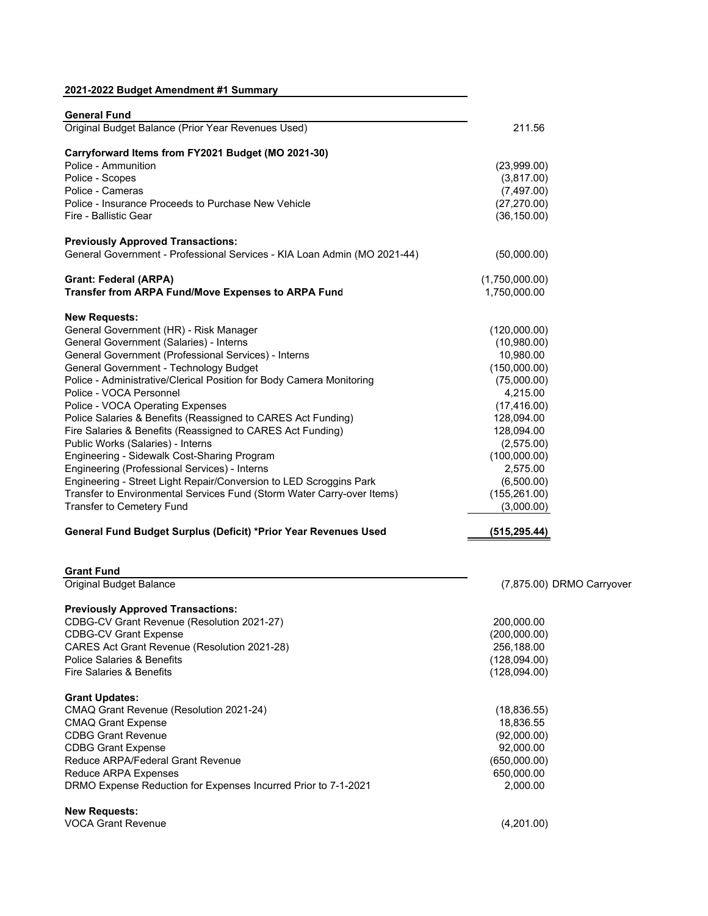## 2021-2022 Budget Amendment #1 Summary

### General Fund

| Item | Amount |
|---|---|
| Original Budget Balance (Prior Year Revenues Used) | 211.56 |
| **Carryforward Items from FY2021 Budget (MO 2021-30)** | |
| Police - Ammunition | (23,999.00) |
| Police - Scopes | (3,817.00) |
| Police - Cameras | (7,497.00) |
| Police - Insurance Proceeds to Purchase New Vehicle | (27,270.00) |
| Fire - Ballistic Gear | (36,150.00) |
| **Previously Approved Transactions:** | |
| General Government - Professional Services - KIA Loan Admin (MO 2021-44) | (50,000.00) |
| **Grant: Federal (ARPA)** | (1,750,000.00) |
| **Transfer from ARPA Fund/Move Expenses to ARPA Fund** | 1,750,000.00 |
| **New Requests:** | |
| General Government (HR) - Risk Manager | (120,000.00) |
| General Government (Salaries) - Interns | (10,980.00) |
| General Government (Professional Services) - Interns | 10,980.00 |
| General Government - Technology Budget | (150,000.00) |
| Police - Administrative/Clerical Position for Body Camera Monitoring | (75,000.00) |
| Police - VOCA Personnel | 4,215.00 |
| Police - VOCA Operating Expenses | (17,416.00) |
| Police Salaries & Benefits (Reassigned to CARES Act Funding) | 128,094.00 |
| Fire Salaries & Benefits (Reassigned to CARES Act Funding) | 128,094.00 |
| Public Works (Salaries) - Interns | (2,575.00) |
| Engineering - Sidewalk Cost-Sharing Program | (100,000.00) |
| Engineering (Professional Services) - Interns | 2,575.00 |
| Engineering - Street Light Repair/Conversion to LED Scroggins Park | (6,500.00) |
| Transfer to Environmental Services Fund (Storm Water Carry-over Items) | (155,261.00) |
| Transfer to Cemetery Fund | (3,000.00) |
| **General Fund Budget Surplus (Deficit) *Prior Year Revenues Used** | **(515,295.44)** |

### Grant Fund

| Item | Amount | |
|---|---|---|
| Original Budget Balance | (7,875.00) | DRMO Carryover |
| **Previously Approved Transactions:** | | |
| CDBG-CV Grant Revenue (Resolution 2021-27) | 200,000.00 | |
| CDBG-CV Grant Expense | (200,000.00) | |
| CARES Act Grant Revenue (Resolution 2021-28) | 256,188.00 | |
| Police Salaries & Benefits | (128,094.00) | |
| Fire Salaries & Benefits | (128,094.00) | |
| **Grant Updates:** | | |
| CMAQ Grant Revenue (Resolution 2021-24) | (18,836.55) | |
| CMAQ Grant Expense | 18,836.55 | |
| CDBG Grant Revenue | (92,000.00) | |
| CDBG Grant Expense | 92,000.00 | |
| Reduce ARPA/Federal Grant Revenue | (650,000.00) | |
| Reduce ARPA Expenses | 650,000.00 | |
| DRMO Expense Reduction for Expenses Incurred Prior to 7-1-2021 | 2,000.00 | |
| **New Requests:** | | |
| VOCA Grant Revenue | (4,201.00) | |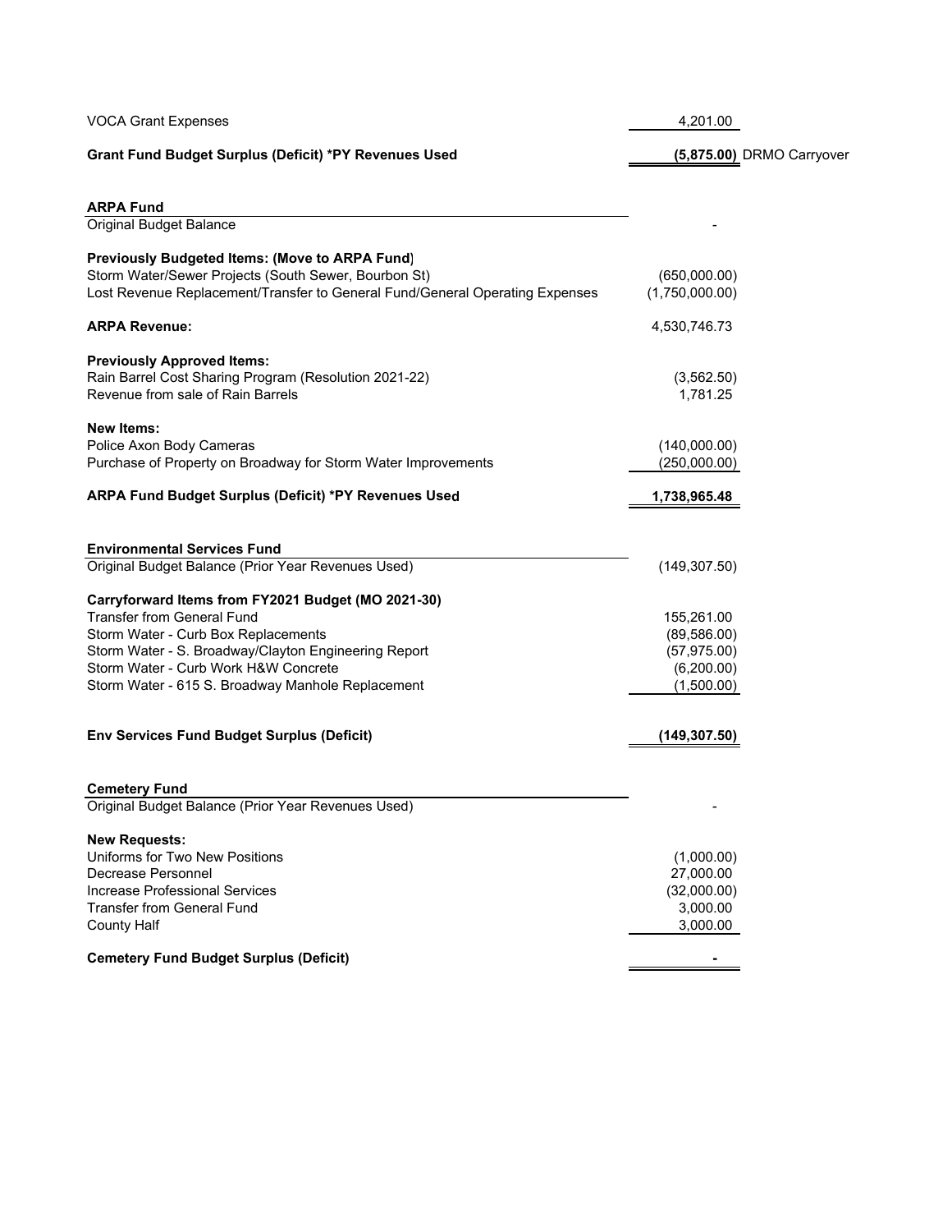| | | |
|---|---|---|
| VOCA Grant Expenses | 4,201.00 | |
| **Grant Fund Budget Surplus (Deficit) *PY Revenues Used** | **(5,875.00)** | DRMO Carryover |

| **ARPA Fund** | |
|---|---|
| Original Budget Balance | - |
| | |
| **Previously Budgeted Items: (Move to ARPA Fund)** | |
| Storm Water/Sewer Projects (South Sewer, Bourbon St) | (650,000.00) |
| Lost Revenue Replacement/Transfer to General Fund/General Operating Expenses | (1,750,000.00) |
| | |
| **ARPA Revenue:** | 4,530,746.73 |
| | |
| **Previously Approved Items:** | |
| Rain Barrel Cost Sharing Program (Resolution 2021-22) | (3,562.50) |
| Revenue from sale of Rain Barrels | 1,781.25 |
| | |
| **New Items:** | |
| Police Axon Body Cameras | (140,000.00) |
| Purchase of Property on Broadway for Storm Water Improvements | (250,000.00) |
| | |
| **ARPA Fund Budget Surplus (Deficit) *PY Revenues Used** | **1,738,965.48** |

| **Environmental Services Fund** | |
|---|---|
| Original Budget Balance (Prior Year Revenues Used) | (149,307.50) |
| | |
| **Carryforward Items from FY2021 Budget (MO 2021-30)** | |
| Transfer from General Fund | 155,261.00 |
| Storm Water - Curb Box Replacements | (89,586.00) |
| Storm Water - S. Broadway/Clayton Engineering Report | (57,975.00) |
| Storm Water - Curb Work H&W Concrete | (6,200.00) |
| Storm Water - 615 S. Broadway Manhole Replacement | (1,500.00) |
| | |
| **Env Services Fund Budget Surplus (Deficit)** | **(149,307.50)** |

| **Cemetery Fund** | |
|---|---|
| Original Budget Balance (Prior Year Revenues Used) | - |
| | |
| **New Requests:** | |
| Uniforms for Two New Positions | (1,000.00) |
| Decrease Personnel | 27,000.00 |
| Increase Professional Services | (32,000.00) |
| Transfer from General Fund | 3,000.00 |
| County Half | 3,000.00 |
| | |
| **Cemetery Fund Budget Surplus (Deficit)** | **-** |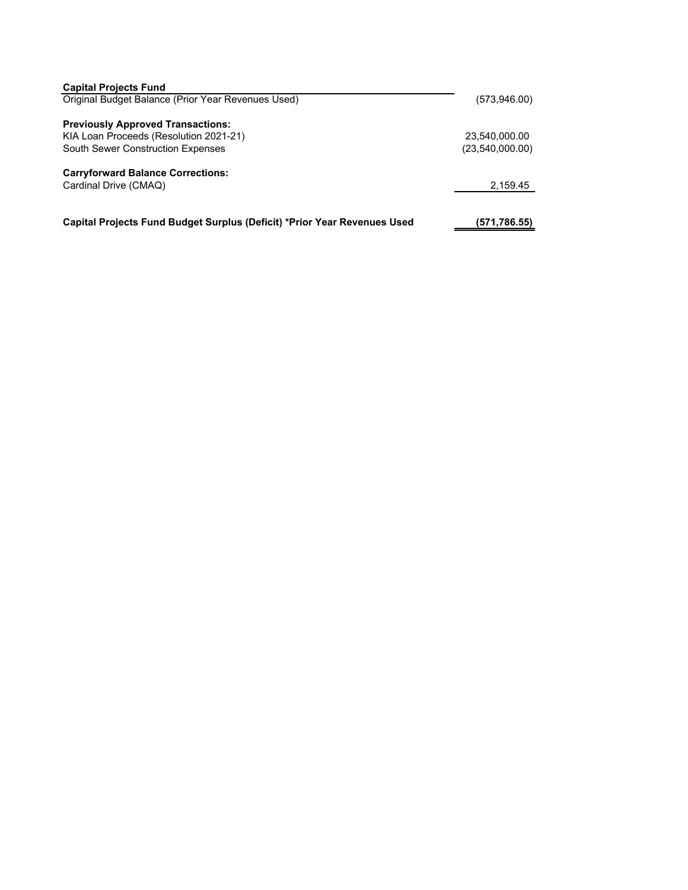| **Capital Projects Fund** | |
| --- | --- |
| Original Budget Balance (Prior Year Revenues Used) | (573,946.00) |
| | |
| **Previously Approved Transactions:** | |
| KIA Loan Proceeds (Resolution 2021-21) | 23,540,000.00 |
| South Sewer Construction Expenses | (23,540,000.00) |
| | |
| **Carryforward Balance Corrections:** | |
| Cardinal Drive (CMAQ) | 2,159.45 |
| | |
| **Capital Projects Fund Budget Surplus (Deficit) *Prior Year Revenues Used** | **(571,786.55)** |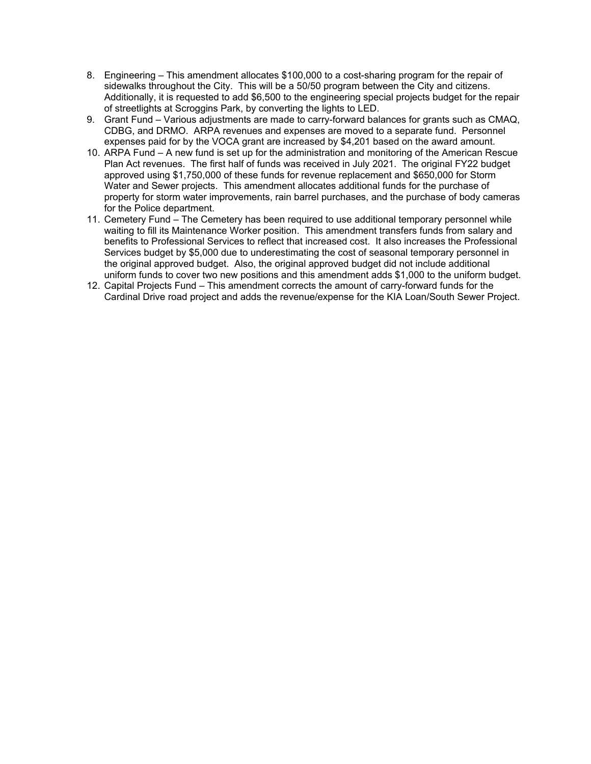8. Engineering – This amendment allocates $100,000 to a cost-sharing program for the repair of sidewalks throughout the City. This will be a 50/50 program between the City and citizens. Additionally, it is requested to add $6,500 to the engineering special projects budget for the repair of streetlights at Scroggins Park, by converting the lights to LED.
9. Grant Fund – Various adjustments are made to carry-forward balances for grants such as CMAQ, CDBG, and DRMO. ARPA revenues and expenses are moved to a separate fund. Personnel expenses paid for by the VOCA grant are increased by $4,201 based on the award amount.
10. ARPA Fund – A new fund is set up for the administration and monitoring of the American Rescue Plan Act revenues. The first half of funds was received in July 2021. The original FY22 budget approved using $1,750,000 of these funds for revenue replacement and $650,000 for Storm Water and Sewer projects. This amendment allocates additional funds for the purchase of property for storm water improvements, rain barrel purchases, and the purchase of body cameras for the Police department.
11. Cemetery Fund – The Cemetery has been required to use additional temporary personnel while waiting to fill its Maintenance Worker position. This amendment transfers funds from salary and benefits to Professional Services to reflect that increased cost. It also increases the Professional Services budget by $5,000 due to underestimating the cost of seasonal temporary personnel in the original approved budget. Also, the original approved budget did not include additional uniform funds to cover two new positions and this amendment adds $1,000 to the uniform budget.
12. Capital Projects Fund – This amendment corrects the amount of carry-forward funds for the Cardinal Drive road project and adds the revenue/expense for the KIA Loan/South Sewer Project.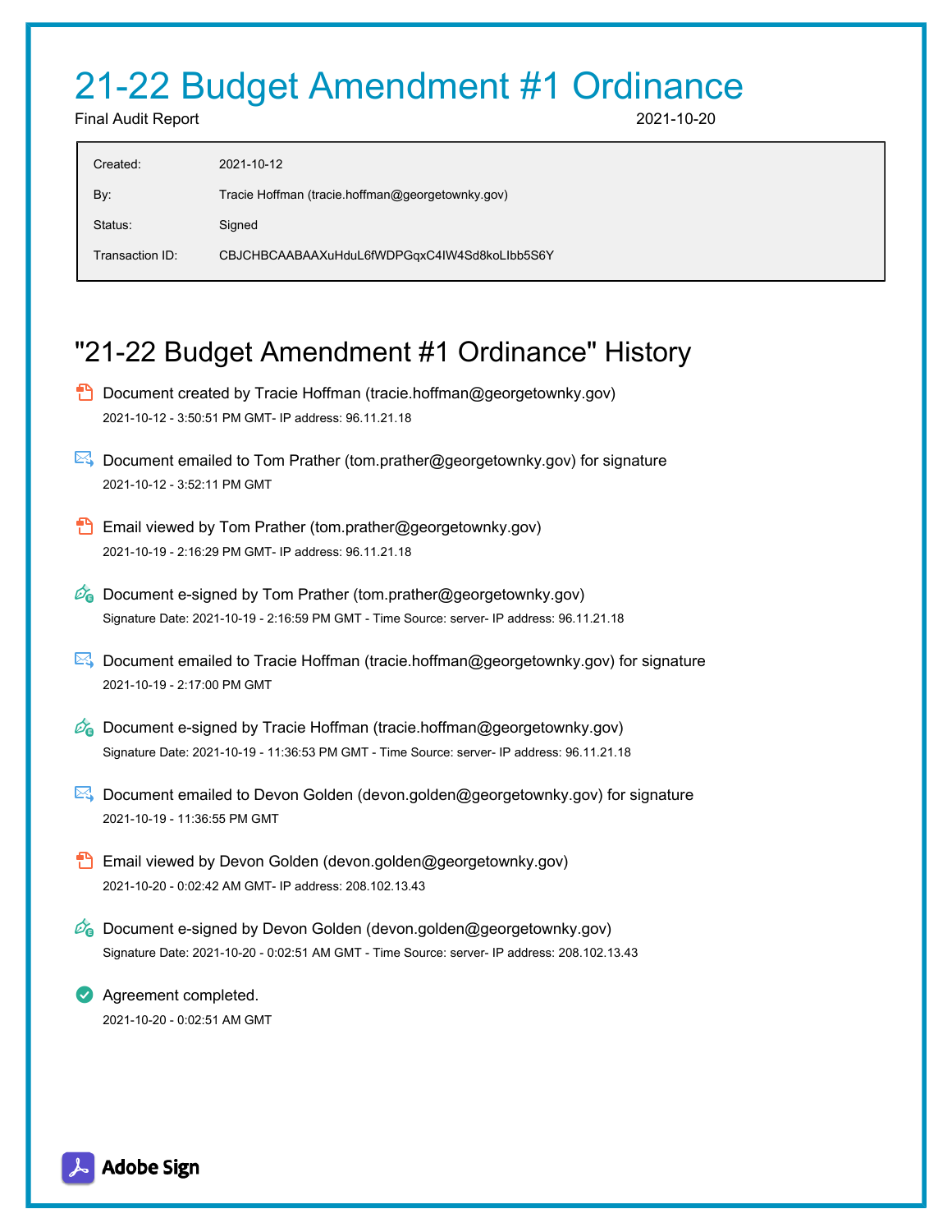# 21-22 Budget Amendment #1 Ordinance

Final Audit Report 2021-10-20

| | |
|---|---|
| Created: | 2021-10-12 |
| By: | Tracie Hoffman (tracie.hoffman@georgetownky.gov) |
| Status: | Signed |
| Transaction ID: | CBJCHBCAABAAXuHduL6fWDPGqxC4IW4Sd8koLIbb5S6Y |

## "21-22 Budget Amendment #1 Ordinance" History

- Document created by Tracie Hoffman (tracie.hoffman@georgetownky.gov)
  2021-10-12 - 3:50:51 PM GMT- IP address: 96.11.21.18

- Document emailed to Tom Prather (tom.prather@georgetownky.gov) for signature
  2021-10-12 - 3:52:11 PM GMT

- Email viewed by Tom Prather (tom.prather@georgetownky.gov)
  2021-10-19 - 2:16:29 PM GMT- IP address: 96.11.21.18

- Document e-signed by Tom Prather (tom.prather@georgetownky.gov)
  Signature Date: 2021-10-19 - 2:16:59 PM GMT - Time Source: server- IP address: 96.11.21.18

- Document emailed to Tracie Hoffman (tracie.hoffman@georgetownky.gov) for signature
  2021-10-19 - 2:17:00 PM GMT

- Document e-signed by Tracie Hoffman (tracie.hoffman@georgetownky.gov)
  Signature Date: 2021-10-19 - 11:36:53 PM GMT - Time Source: server- IP address: 96.11.21.18

- Document emailed to Devon Golden (devon.golden@georgetownky.gov) for signature
  2021-10-19 - 11:36:55 PM GMT

- Email viewed by Devon Golden (devon.golden@georgetownky.gov)
  2021-10-20 - 0:02:42 AM GMT- IP address: 208.102.13.43

- Document e-signed by Devon Golden (devon.golden@georgetownky.gov)
  Signature Date: 2021-10-20 - 0:02:51 AM GMT - Time Source: server- IP address: 208.102.13.43

- Agreement completed.
  2021-10-20 - 0:02:51 AM GMT

Adobe Sign